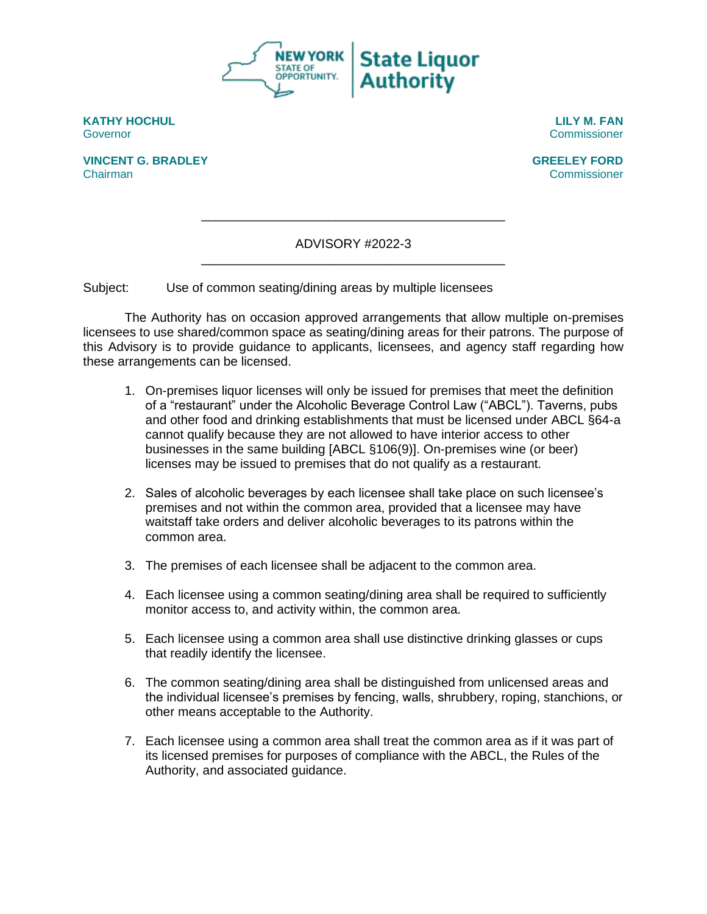NEW YORK STATE OF OPPORTUNITY. | State Liquor Authority

**KATHY HOCHUL**
Governor

**VINCENT G. BRADLEY**
Chairman

**LILY M. FAN**
Commissioner

**GREELEY FORD**
Commissioner

---

ADVISORY #2022-3

---

Subject: Use of common seating/dining areas by multiple licensees

The Authority has on occasion approved arrangements that allow multiple on-premises licensees to use shared/common space as seating/dining areas for their patrons. The purpose of this Advisory is to provide guidance to applicants, licensees, and agency staff regarding how these arrangements can be licensed.

1. On-premises liquor licenses will only be issued for premises that meet the definition of a "restaurant" under the Alcoholic Beverage Control Law ("ABCL"). Taverns, pubs and other food and drinking establishments that must be licensed under ABCL §64-a cannot qualify because they are not allowed to have interior access to other businesses in the same building [ABCL §106(9)]. On-premises wine (or beer) licenses may be issued to premises that do not qualify as a restaurant.

2. Sales of alcoholic beverages by each licensee shall take place on such licensee's premises and not within the common area, provided that a licensee may have waitstaff take orders and deliver alcoholic beverages to its patrons within the common area.

3. The premises of each licensee shall be adjacent to the common area.

4. Each licensee using a common seating/dining area shall be required to sufficiently monitor access to, and activity within, the common area.

5. Each licensee using a common area shall use distinctive drinking glasses or cups that readily identify the licensee.

6. The common seating/dining area shall be distinguished from unlicensed areas and the individual licensee's premises by fencing, walls, shrubbery, roping, stanchions, or other means acceptable to the Authority.

7. Each licensee using a common area shall treat the common area as if it was part of its licensed premises for purposes of compliance with the ABCL, the Rules of the Authority, and associated guidance.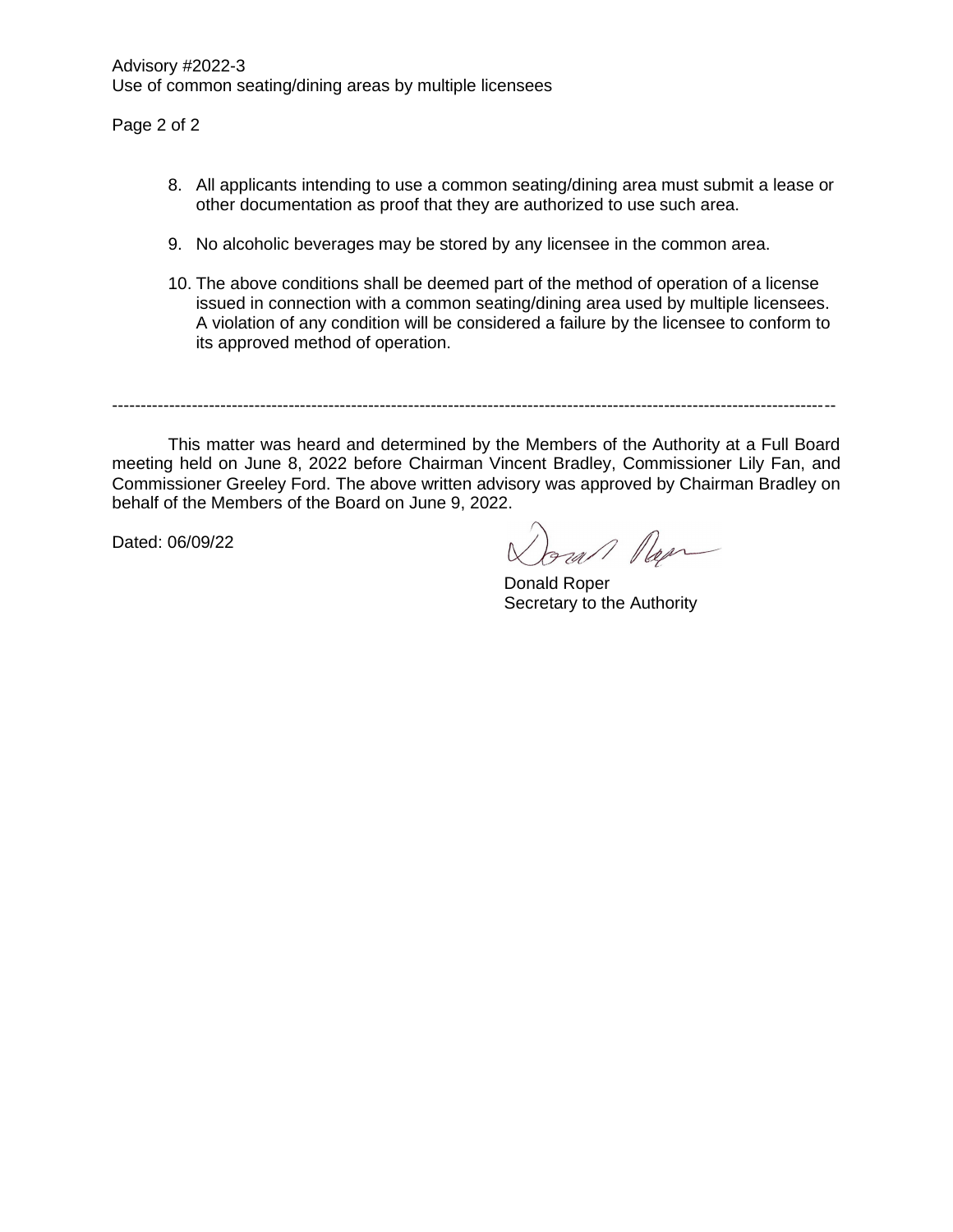8. All applicants intending to use a common seating/dining area must submit a lease or other documentation as proof that they are authorized to use such area.

9. No alcoholic beverages may be stored by any licensee in the common area.

10. The above conditions shall be deemed part of the method of operation of a license issued in connection with a common seating/dining area used by multiple licensees. A violation of any condition will be considered a failure by the licensee to conform to its approved method of operation.

---

This matter was heard and determined by the Members of the Authority at a Full Board meeting held on June 8, 2022 before Chairman Vincent Bradley, Commissioner Lily Fan, and Commissioner Greeley Ford. The above written advisory was approved by Chairman Bradley on behalf of the Members of the Board on June 9, 2022.

Dated: 06/09/22

Donald Roper
Secretary to the Authority